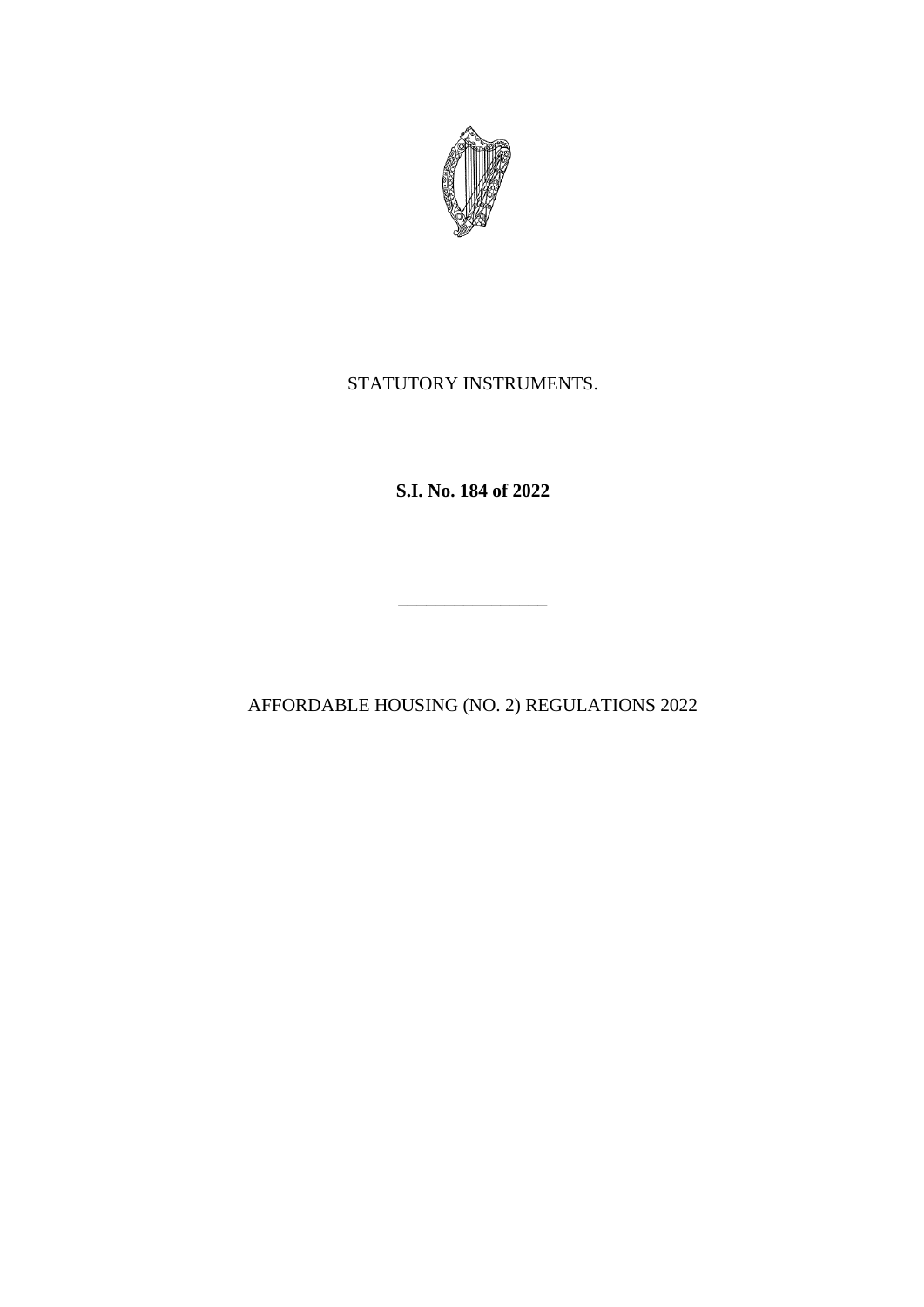STATUTORY INSTRUMENTS.

**S.I. No. 184 of 2022**

---

AFFORDABLE HOUSING (NO. 2) REGULATIONS 2022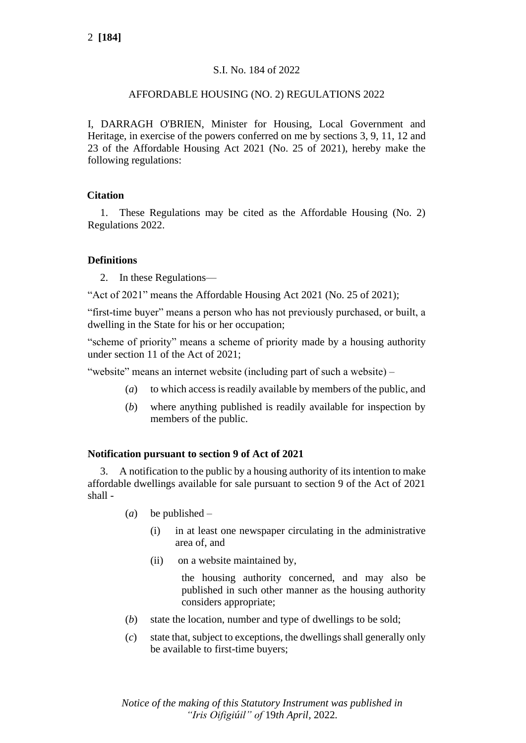S.I. No. 184 of 2022

AFFORDABLE HOUSING (NO. 2) REGULATIONS 2022

I, DARRAGH O'BRIEN, Minister for Housing, Local Government and Heritage, in exercise of the powers conferred on me by sections 3, 9, 11, 12 and 23 of the Affordable Housing Act 2021 (No. 25 of 2021), hereby make the following regulations:

**Citation**

1. These Regulations may be cited as the Affordable Housing (No. 2) Regulations 2022.

**Definitions**

2. In these Regulations—

"Act of 2021" means the Affordable Housing Act 2021 (No. 25 of 2021);

"first-time buyer" means a person who has not previously purchased, or built, a dwelling in the State for his or her occupation;

"scheme of priority" means a scheme of priority made by a housing authority under section 11 of the Act of 2021;

"website" means an internet website (including part of such a website) –

- (*a*) to which access is readily available by members of the public, and
- (*b*) where anything published is readily available for inspection by members of the public.

**Notification pursuant to section 9 of Act of 2021**

3. A notification to the public by a housing authority of its intention to make affordable dwellings available for sale pursuant to section 9 of the Act of 2021 shall -

- (*a*) be published –
  - (i) in at least one newspaper circulating in the administrative area of, and
  - (ii) on a website maintained by,

    the housing authority concerned, and may also be published in such other manner as the housing authority considers appropriate;
- (*b*) state the location, number and type of dwellings to be sold;
- (*c*) state that, subject to exceptions, the dwellings shall generally only be available to first-time buyers;

*Notice of the making of this Statutory Instrument was published in "Iris Oifigiúil" of 19th April, 2022.*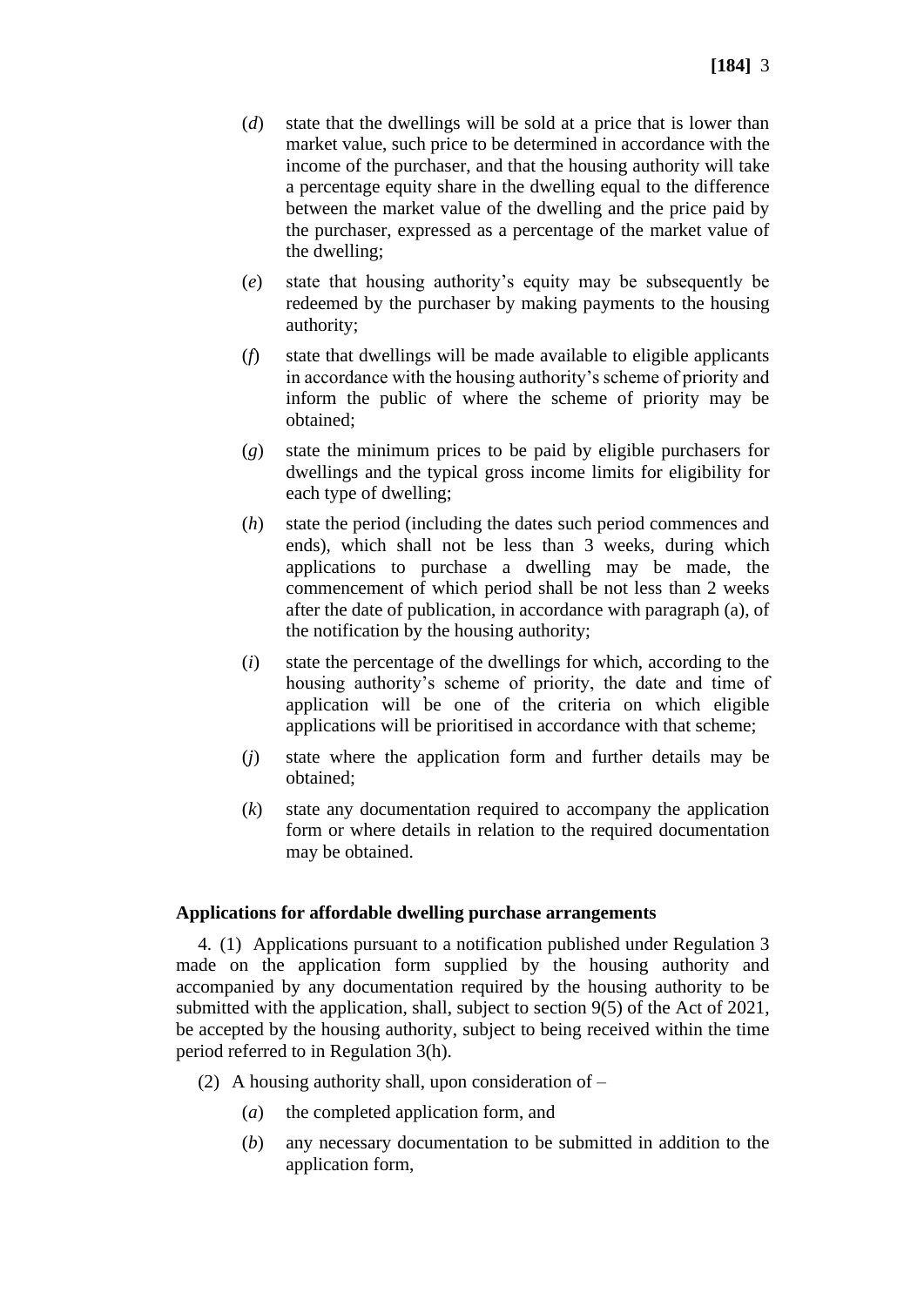(*d*) state that the dwellings will be sold at a price that is lower than market value, such price to be determined in accordance with the income of the purchaser, and that the housing authority will take a percentage equity share in the dwelling equal to the difference between the market value of the dwelling and the price paid by the purchaser, expressed as a percentage of the market value of the dwelling;

(*e*) state that housing authority's equity may be subsequently be redeemed by the purchaser by making payments to the housing authority;

(*f*) state that dwellings will be made available to eligible applicants in accordance with the housing authority's scheme of priority and inform the public of where the scheme of priority may be obtained;

(*g*) state the minimum prices to be paid by eligible purchasers for dwellings and the typical gross income limits for eligibility for each type of dwelling;

(*h*) state the period (including the dates such period commences and ends), which shall not be less than 3 weeks, during which applications to purchase a dwelling may be made, the commencement of which period shall be not less than 2 weeks after the date of publication, in accordance with paragraph (a), of the notification by the housing authority;

(*i*) state the percentage of the dwellings for which, according to the housing authority's scheme of priority, the date and time of application will be one of the criteria on which eligible applications will be prioritised in accordance with that scheme;

(*j*) state where the application form and further details may be obtained;

(*k*) state any documentation required to accompany the application form or where details in relation to the required documentation may be obtained.

**Applications for affordable dwelling purchase arrangements**

4. (1) Applications pursuant to a notification published under Regulation 3 made on the application form supplied by the housing authority and accompanied by any documentation required by the housing authority to be submitted with the application, shall, subject to section 9(5) of the Act of 2021, be accepted by the housing authority, subject to being received within the time period referred to in Regulation 3(h).

(2) A housing authority shall, upon consideration of –

(*a*) the completed application form, and

(*b*) any necessary documentation to be submitted in addition to the application form,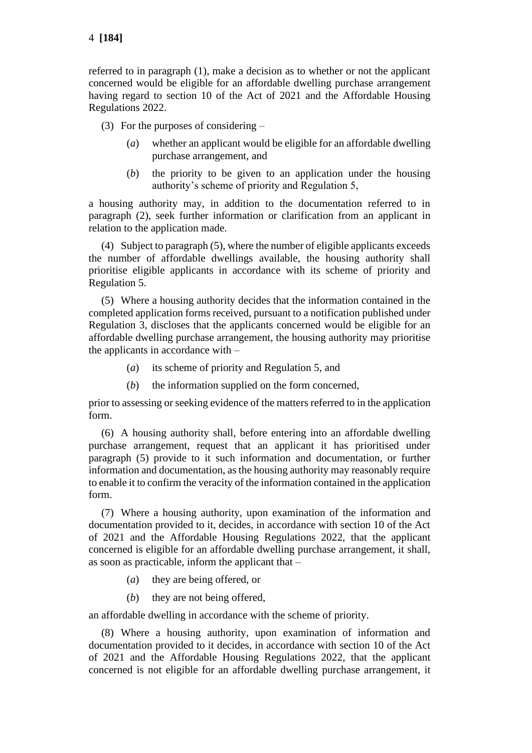referred to in paragraph (1), make a decision as to whether or not the applicant concerned would be eligible for an affordable dwelling purchase arrangement having regard to section 10 of the Act of 2021 and the Affordable Housing Regulations 2022.

(3) For the purposes of considering –

(*a*) whether an applicant would be eligible for an affordable dwelling purchase arrangement, and

(*b*) the priority to be given to an application under the housing authority's scheme of priority and Regulation 5,

a housing authority may, in addition to the documentation referred to in paragraph (2), seek further information or clarification from an applicant in relation to the application made.

(4) Subject to paragraph (5), where the number of eligible applicants exceeds the number of affordable dwellings available, the housing authority shall prioritise eligible applicants in accordance with its scheme of priority and Regulation 5.

(5) Where a housing authority decides that the information contained in the completed application forms received, pursuant to a notification published under Regulation 3, discloses that the applicants concerned would be eligible for an affordable dwelling purchase arrangement, the housing authority may prioritise the applicants in accordance with –

(*a*) its scheme of priority and Regulation 5, and

(*b*) the information supplied on the form concerned,

prior to assessing or seeking evidence of the matters referred to in the application form.

(6) A housing authority shall, before entering into an affordable dwelling purchase arrangement, request that an applicant it has prioritised under paragraph (5) provide to it such information and documentation, or further information and documentation, as the housing authority may reasonably require to enable it to confirm the veracity of the information contained in the application form.

(7) Where a housing authority, upon examination of the information and documentation provided to it, decides, in accordance with section 10 of the Act of 2021 and the Affordable Housing Regulations 2022, that the applicant concerned is eligible for an affordable dwelling purchase arrangement, it shall, as soon as practicable, inform the applicant that –

(*a*) they are being offered, or

(*b*) they are not being offered,

an affordable dwelling in accordance with the scheme of priority.

(8) Where a housing authority, upon examination of information and documentation provided to it decides, in accordance with section 10 of the Act of 2021 and the Affordable Housing Regulations 2022, that the applicant concerned is not eligible for an affordable dwelling purchase arrangement, it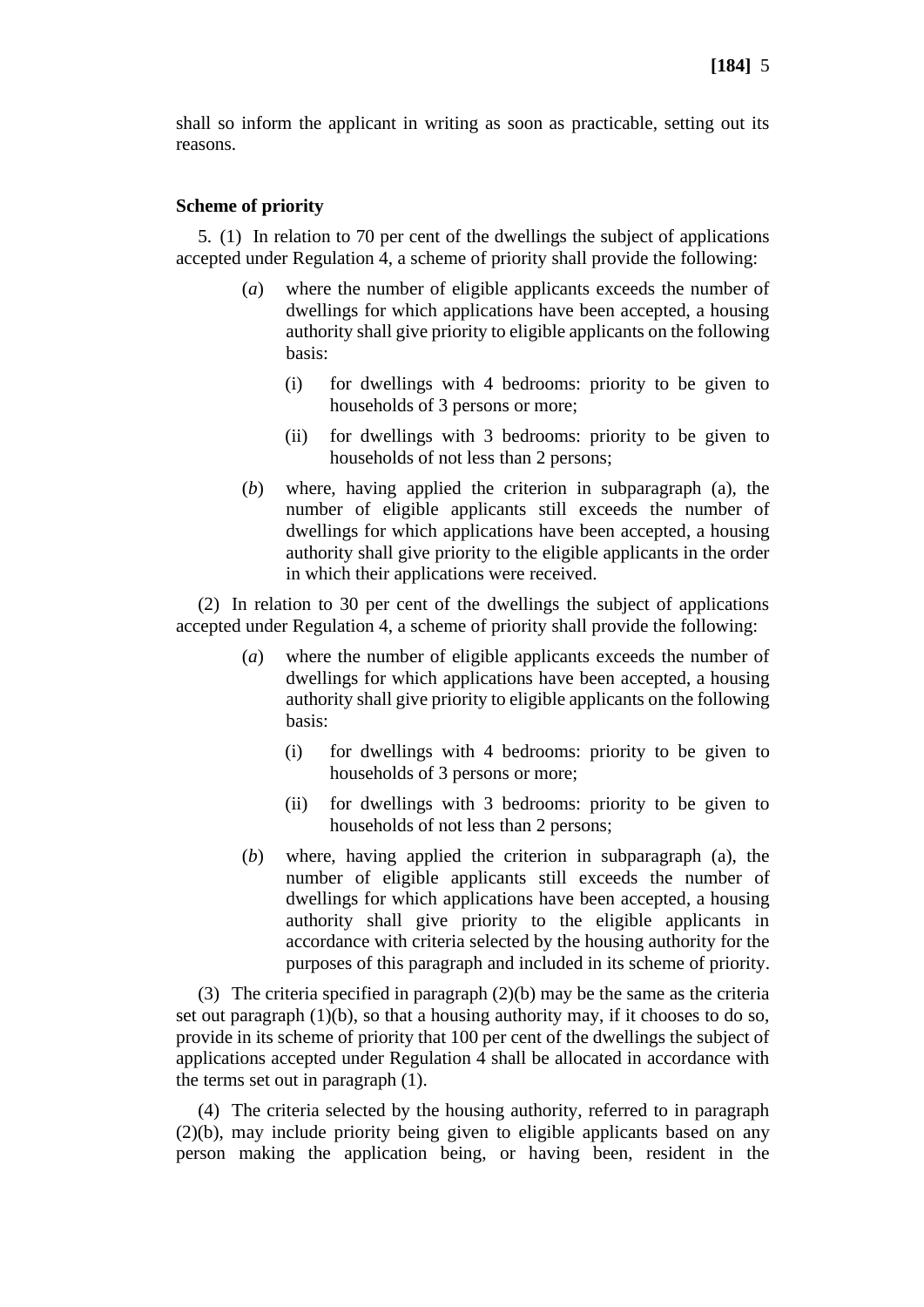shall so inform the applicant in writing as soon as practicable, setting out its reasons.

**Scheme of priority**

5. (1) In relation to 70 per cent of the dwellings the subject of applications accepted under Regulation 4, a scheme of priority shall provide the following:

(*a*) where the number of eligible applicants exceeds the number of dwellings for which applications have been accepted, a housing authority shall give priority to eligible applicants on the following basis:

(i) for dwellings with 4 bedrooms: priority to be given to households of 3 persons or more;

(ii) for dwellings with 3 bedrooms: priority to be given to households of not less than 2 persons;

(*b*) where, having applied the criterion in subparagraph (a), the number of eligible applicants still exceeds the number of dwellings for which applications have been accepted, a housing authority shall give priority to the eligible applicants in the order in which their applications were received.

(2) In relation to 30 per cent of the dwellings the subject of applications accepted under Regulation 4, a scheme of priority shall provide the following:

(*a*) where the number of eligible applicants exceeds the number of dwellings for which applications have been accepted, a housing authority shall give priority to eligible applicants on the following basis:

(i) for dwellings with 4 bedrooms: priority to be given to households of 3 persons or more;

(ii) for dwellings with 3 bedrooms: priority to be given to households of not less than 2 persons;

(*b*) where, having applied the criterion in subparagraph (a), the number of eligible applicants still exceeds the number of dwellings for which applications have been accepted, a housing authority shall give priority to the eligible applicants in accordance with criteria selected by the housing authority for the purposes of this paragraph and included in its scheme of priority.

(3) The criteria specified in paragraph (2)(b) may be the same as the criteria set out paragraph (1)(b), so that a housing authority may, if it chooses to do so, provide in its scheme of priority that 100 per cent of the dwellings the subject of applications accepted under Regulation 4 shall be allocated in accordance with the terms set out in paragraph (1).

(4) The criteria selected by the housing authority, referred to in paragraph (2)(b), may include priority being given to eligible applicants based on any person making the application being, or having been, resident in the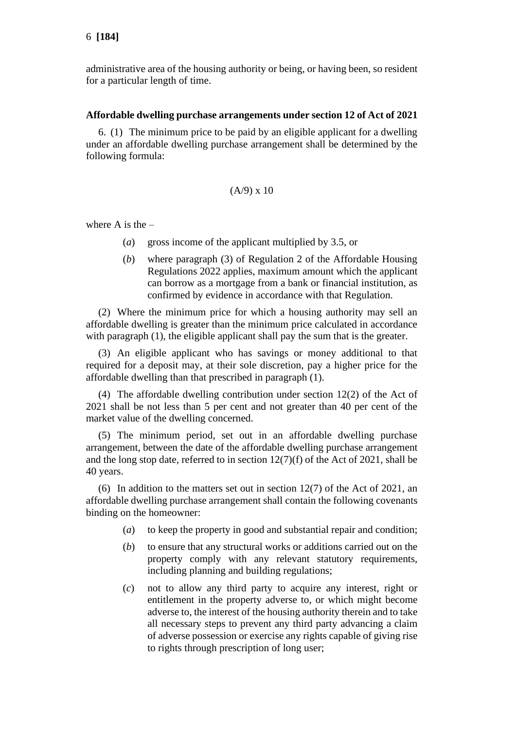administrative area of the housing authority or being, or having been, so resident for a particular length of time.

**Affordable dwelling purchase arrangements under section 12 of Act of 2021**

6. (1) The minimum price to be paid by an eligible applicant for a dwelling under an affordable dwelling purchase arrangement shall be determined by the following formula:

$$(A/9) \times 10$$

where A is the –

(*a*) gross income of the applicant multiplied by 3.5, or

(*b*) where paragraph (3) of Regulation 2 of the Affordable Housing Regulations 2022 applies, maximum amount which the applicant can borrow as a mortgage from a bank or financial institution, as confirmed by evidence in accordance with that Regulation.

(2) Where the minimum price for which a housing authority may sell an affordable dwelling is greater than the minimum price calculated in accordance with paragraph (1), the eligible applicant shall pay the sum that is the greater.

(3) An eligible applicant who has savings or money additional to that required for a deposit may, at their sole discretion, pay a higher price for the affordable dwelling than that prescribed in paragraph (1).

(4) The affordable dwelling contribution under section 12(2) of the Act of 2021 shall be not less than 5 per cent and not greater than 40 per cent of the market value of the dwelling concerned.

(5) The minimum period, set out in an affordable dwelling purchase arrangement, between the date of the affordable dwelling purchase arrangement and the long stop date, referred to in section 12(7)(f) of the Act of 2021, shall be 40 years.

(6) In addition to the matters set out in section 12(7) of the Act of 2021, an affordable dwelling purchase arrangement shall contain the following covenants binding on the homeowner:

(*a*) to keep the property in good and substantial repair and condition;

(*b*) to ensure that any structural works or additions carried out on the property comply with any relevant statutory requirements, including planning and building regulations;

(*c*) not to allow any third party to acquire any interest, right or entitlement in the property adverse to, or which might become adverse to, the interest of the housing authority therein and to take all necessary steps to prevent any third party advancing a claim of adverse possession or exercise any rights capable of giving rise to rights through prescription of long user;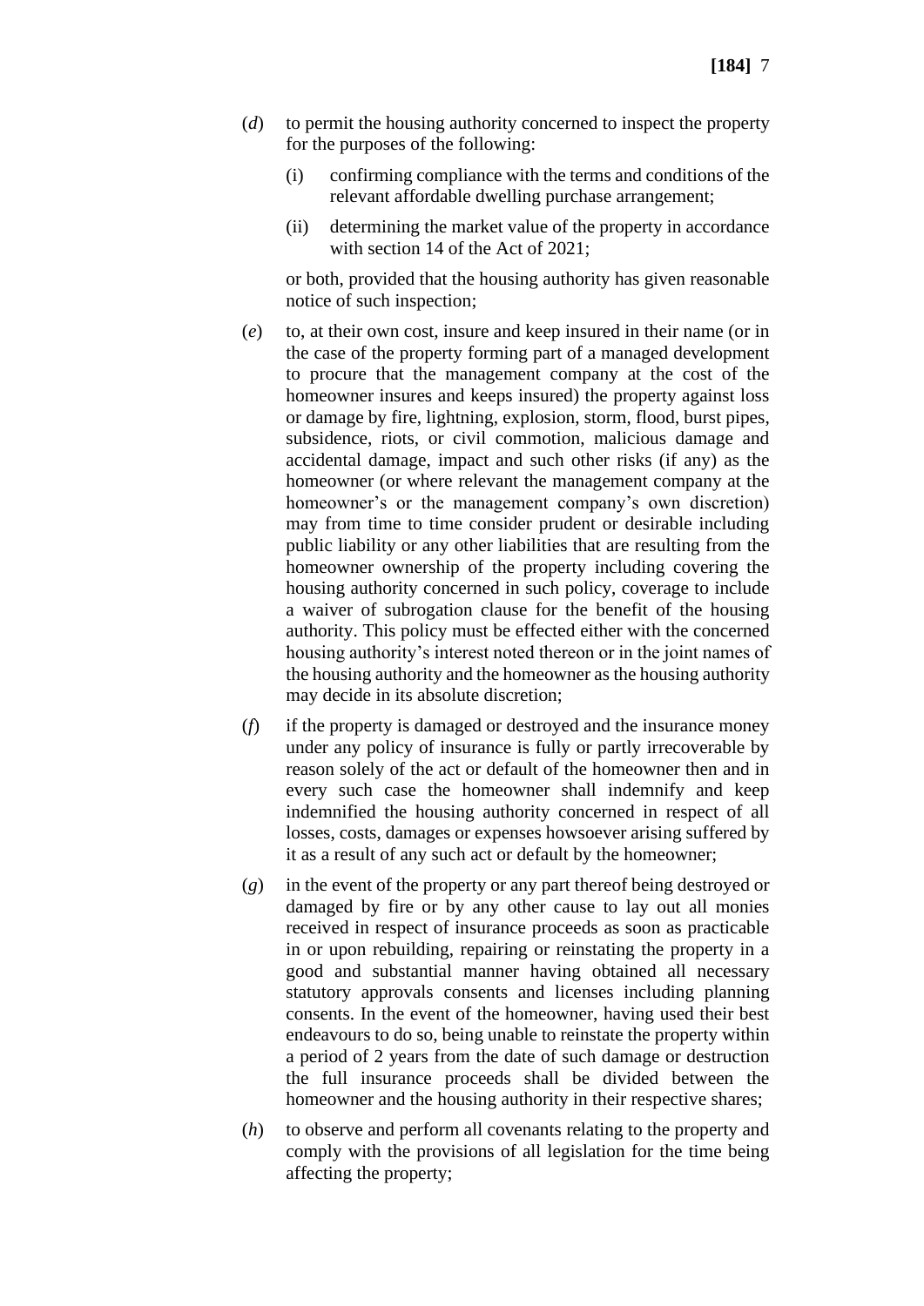(*d*) to permit the housing authority concerned to inspect the property for the purposes of the following:

(i) confirming compliance with the terms and conditions of the relevant affordable dwelling purchase arrangement;

(ii) determining the market value of the property in accordance with section 14 of the Act of 2021;

or both, provided that the housing authority has given reasonable notice of such inspection;

(*e*) to, at their own cost, insure and keep insured in their name (or in the case of the property forming part of a managed development to procure that the management company at the cost of the homeowner insures and keeps insured) the property against loss or damage by fire, lightning, explosion, storm, flood, burst pipes, subsidence, riots, or civil commotion, malicious damage and accidental damage, impact and such other risks (if any) as the homeowner (or where relevant the management company at the homeowner's or the management company's own discretion) may from time to time consider prudent or desirable including public liability or any other liabilities that are resulting from the homeowner ownership of the property including covering the housing authority concerned in such policy, coverage to include a waiver of subrogation clause for the benefit of the housing authority. This policy must be effected either with the concerned housing authority's interest noted thereon or in the joint names of the housing authority and the homeowner as the housing authority may decide in its absolute discretion;

(*f*) if the property is damaged or destroyed and the insurance money under any policy of insurance is fully or partly irrecoverable by reason solely of the act or default of the homeowner then and in every such case the homeowner shall indemnify and keep indemnified the housing authority concerned in respect of all losses, costs, damages or expenses howsoever arising suffered by it as a result of any such act or default by the homeowner;

(*g*) in the event of the property or any part thereof being destroyed or damaged by fire or by any other cause to lay out all monies received in respect of insurance proceeds as soon as practicable in or upon rebuilding, repairing or reinstating the property in a good and substantial manner having obtained all necessary statutory approvals consents and licenses including planning consents. In the event of the homeowner, having used their best endeavours to do so, being unable to reinstate the property within a period of 2 years from the date of such damage or destruction the full insurance proceeds shall be divided between the homeowner and the housing authority in their respective shares;

(*h*) to observe and perform all covenants relating to the property and comply with the provisions of all legislation for the time being affecting the property;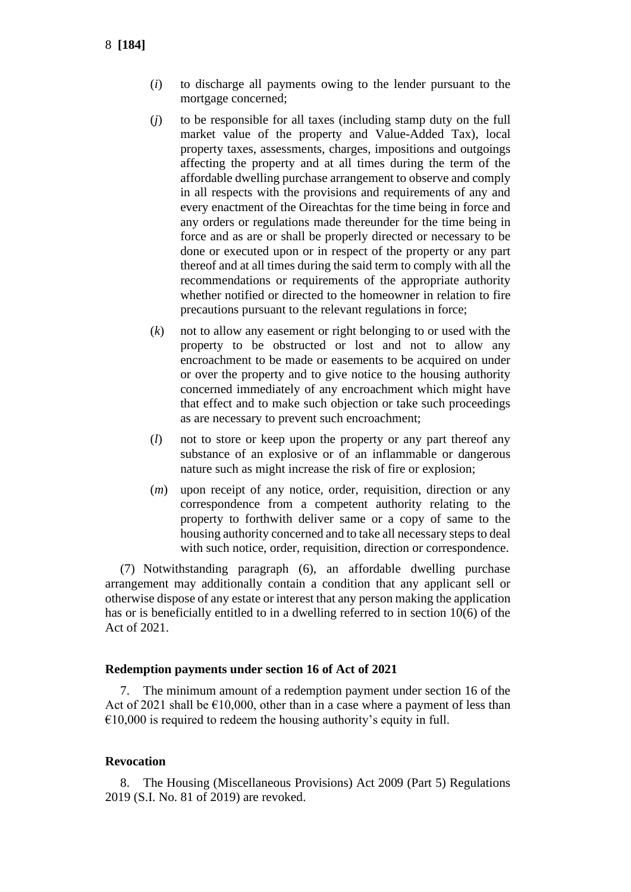(*i*) to discharge all payments owing to the lender pursuant to the mortgage concerned;

(*j*) to be responsible for all taxes (including stamp duty on the full market value of the property and Value-Added Tax), local property taxes, assessments, charges, impositions and outgoings affecting the property and at all times during the term of the affordable dwelling purchase arrangement to observe and comply in all respects with the provisions and requirements of any and every enactment of the Oireachtas for the time being in force and any orders or regulations made thereunder for the time being in force and as are or shall be properly directed or necessary to be done or executed upon or in respect of the property or any part thereof and at all times during the said term to comply with all the recommendations or requirements of the appropriate authority whether notified or directed to the homeowner in relation to fire precautions pursuant to the relevant regulations in force;

(*k*) not to allow any easement or right belonging to or used with the property to be obstructed or lost and not to allow any encroachment to be made or easements to be acquired on under or over the property and to give notice to the housing authority concerned immediately of any encroachment which might have that effect and to make such objection or take such proceedings as are necessary to prevent such encroachment;

(*l*) not to store or keep upon the property or any part thereof any substance of an explosive or of an inflammable or dangerous nature such as might increase the risk of fire or explosion;

(*m*) upon receipt of any notice, order, requisition, direction or any correspondence from a competent authority relating to the property to forthwith deliver same or a copy of same to the housing authority concerned and to take all necessary steps to deal with such notice, order, requisition, direction or correspondence.

(7) Notwithstanding paragraph (6), an affordable dwelling purchase arrangement may additionally contain a condition that any applicant sell or otherwise dispose of any estate or interest that any person making the application has or is beneficially entitled to in a dwelling referred to in section 10(6) of the Act of 2021.

**Redemption payments under section 16 of Act of 2021**

7. The minimum amount of a redemption payment under section 16 of the Act of 2021 shall be €10,000, other than in a case where a payment of less than €10,000 is required to redeem the housing authority's equity in full.

**Revocation**

8. The Housing (Miscellaneous Provisions) Act 2009 (Part 5) Regulations 2019 (S.I. No. 81 of 2019) are revoked.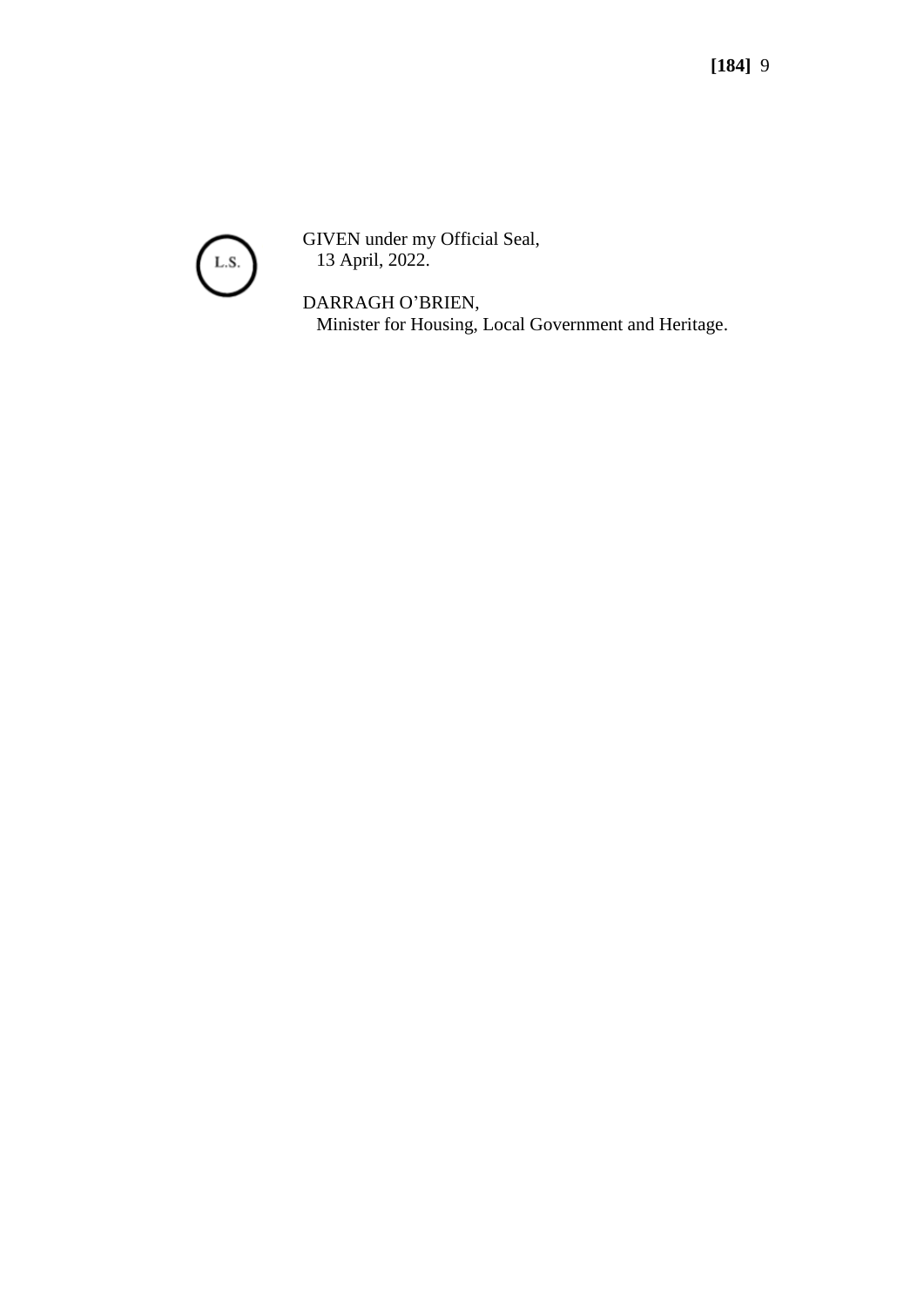L.S.

GIVEN under my Official Seal,
13 April, 2022.

DARRAGH O'BRIEN,
Minister for Housing, Local Government and Heritage.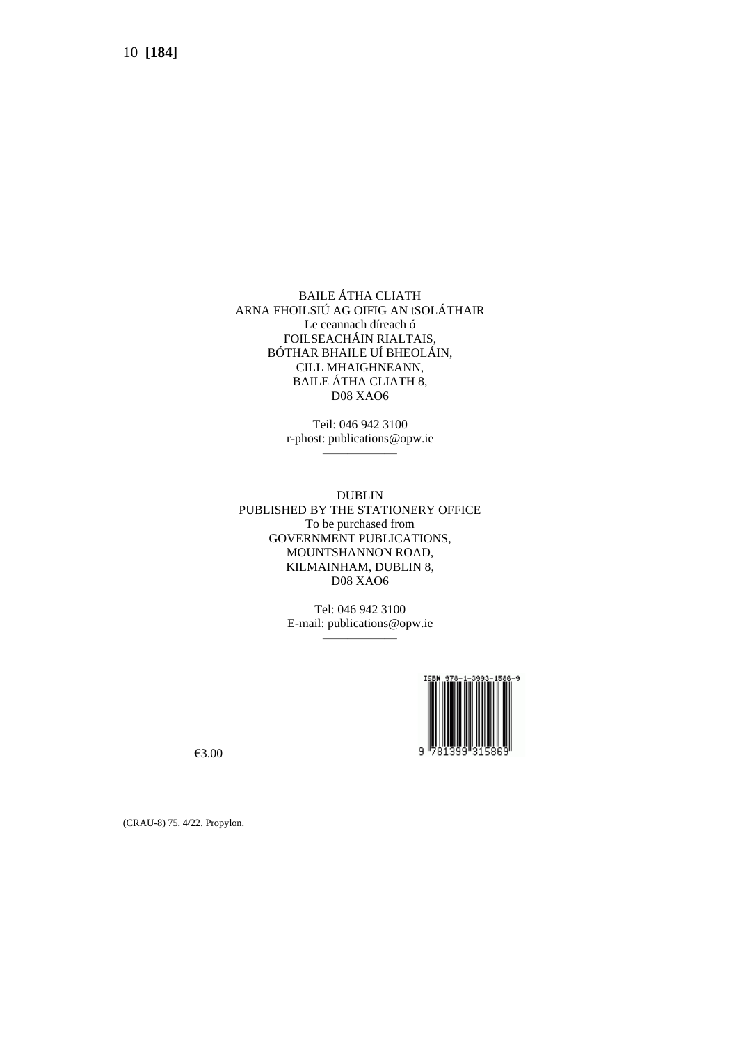BAILE ÁTHA CLIATH
ARNA FHOILSIÚ AG OIFIG AN tSOLÁTHAIR
Le ceannach díreach ó
FOILSEACHÁIN RIALTAIS,
BÓTHAR BHAILE UÍ BHEOLÁIN,
CILL MHAIGHNEANN,
BAILE ÁTHA CLIATH 8,
D08 XAO6

Teil: 046 942 3100
r-phost: publications@opw.ie

---

DUBLIN
PUBLISHED BY THE STATIONERY OFFICE
To be purchased from
GOVERNMENT PUBLICATIONS,
MOUNTSHANNON ROAD,
KILMAINHAM, DUBLIN 8,
D08 XAO6

Tel: 046 942 3100
E-mail: publications@opw.ie

---

ISBN 978-1-3993-1586-9

9 781399 315869

€3.00

(CRAU-8) 75. 4/22. Propylon.